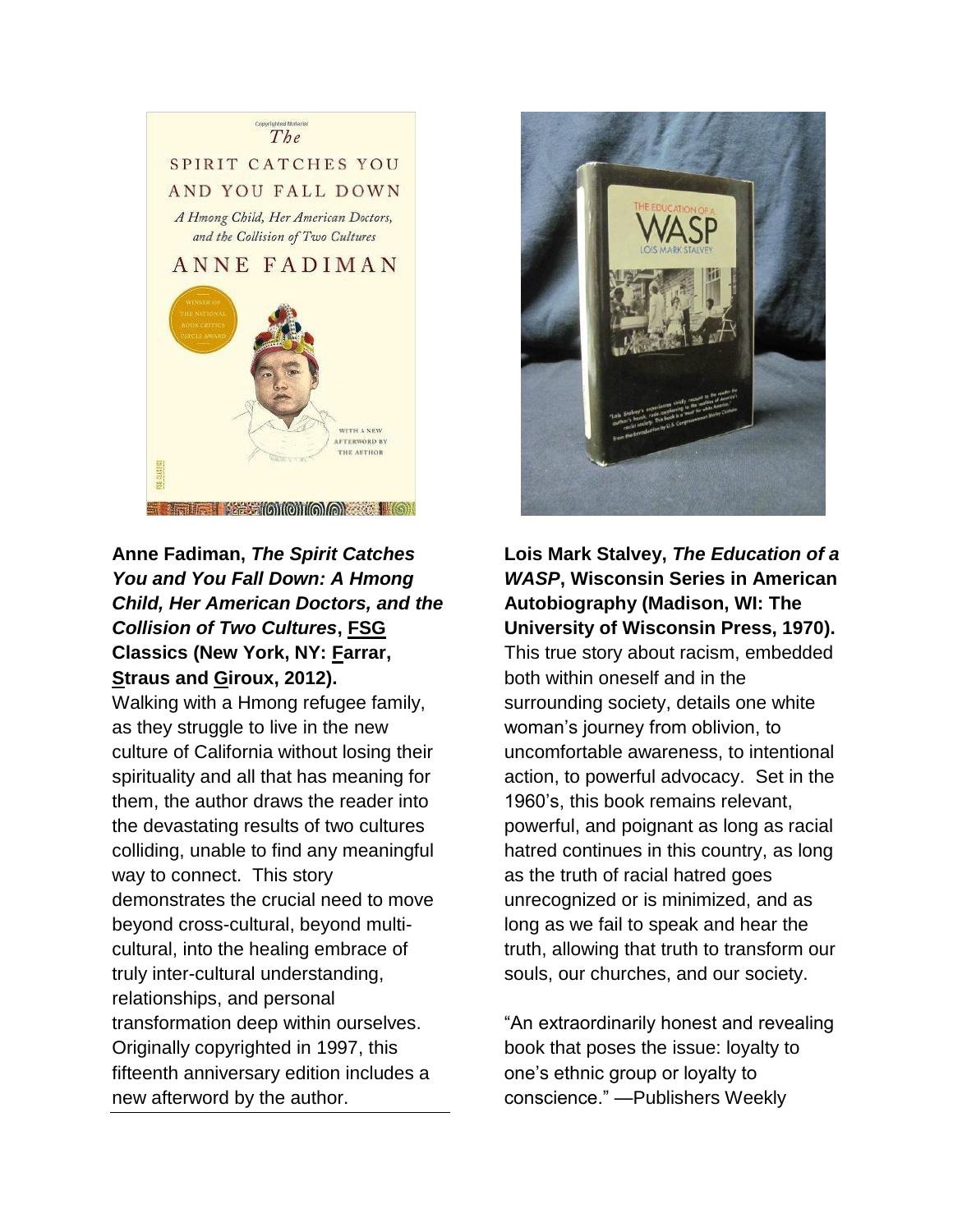**Anne Fadiman, *The Spirit Catches You and You Fall Down: A Hmong Child, Her American Doctors, and the Collision of Two Cultures*, FSG Classics (New York, NY: Farrar, Straus and Giroux, 2012).**

Walking with a Hmong refugee family, as they struggle to live in the new culture of California without losing their spirituality and all that has meaning for them, the author draws the reader into the devastating results of two cultures colliding, unable to find any meaningful way to connect. This story demonstrates the crucial need to move beyond cross-cultural, beyond multi-cultural, into the healing embrace of truly inter-cultural understanding, relationships, and personal transformation deep within ourselves. Originally copyrighted in 1997, this fifteenth anniversary edition includes a new afterword by the author.

---

**Lois Mark Stalvey, *The Education of a WASP*, Wisconsin Series in American Autobiography (Madison, WI: The University of Wisconsin Press, 1970).**

This true story about racism, embedded both within oneself and in the surrounding society, details one white woman's journey from oblivion, to uncomfortable awareness, to intentional action, to powerful advocacy. Set in the 1960's, this book remains relevant, powerful, and poignant as long as racial hatred continues in this country, as long as the truth of racial hatred goes unrecognized or is minimized, and as long as we fail to speak and hear the truth, allowing that truth to transform our souls, our churches, and our society.

"An extraordinarily honest and revealing book that poses the issue: loyalty to one's ethnic group or loyalty to conscience." —Publishers Weekly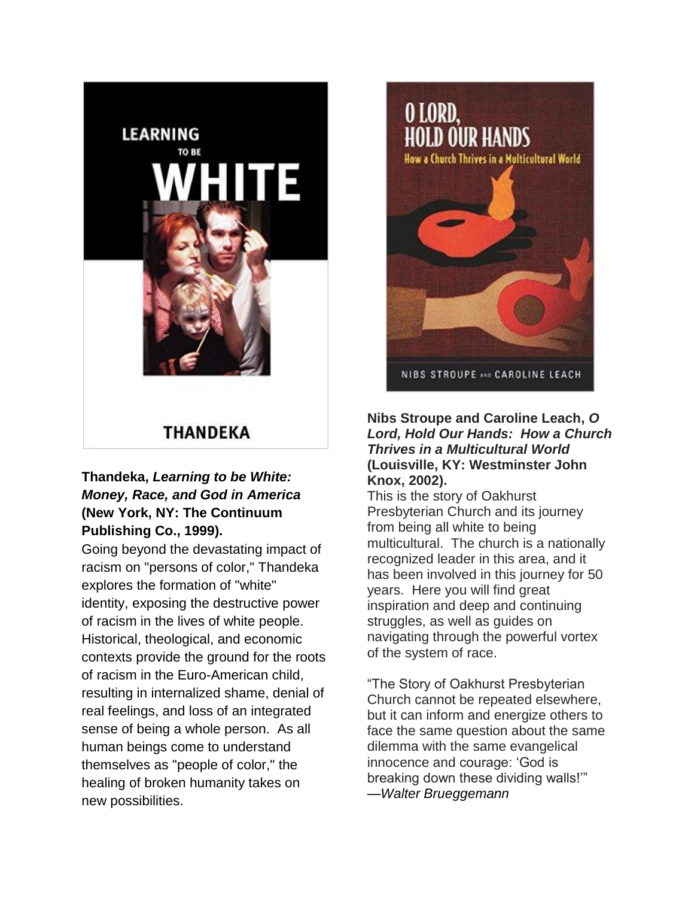**Thandeka, *Learning to be White: Money, Race, and God in America* (New York, NY: The Continuum Publishing Co., 1999).**

Going beyond the devastating impact of racism on "persons of color," Thandeka explores the formation of "white" identity, exposing the destructive power of racism in the lives of white people. Historical, theological, and economic contexts provide the ground for the roots of racism in the Euro-American child, resulting in internalized shame, denial of real feelings, and loss of an integrated sense of being a whole person. As all human beings come to understand themselves as "people of color," the healing of broken humanity takes on new possibilities.

**Nibs Stroupe and Caroline Leach, *O Lord, Hold Our Hands: How a Church Thrives in a Multicultural World* (Louisville, KY: Westminster John Knox, 2002).**

This is the story of Oakhurst Presbyterian Church and its journey from being all white to being multicultural. The church is a nationally recognized leader in this area, and it has been involved in this journey for 50 years. Here you will find great inspiration and deep and continuing struggles, as well as guides on navigating through the powerful vortex of the system of race.

"The Story of Oakhurst Presbyterian Church cannot be repeated elsewhere, but it can inform and energize others to face the same question about the same dilemma with the same evangelical innocence and courage: 'God is breaking down these dividing walls!'"
—*Walter Brueggemann*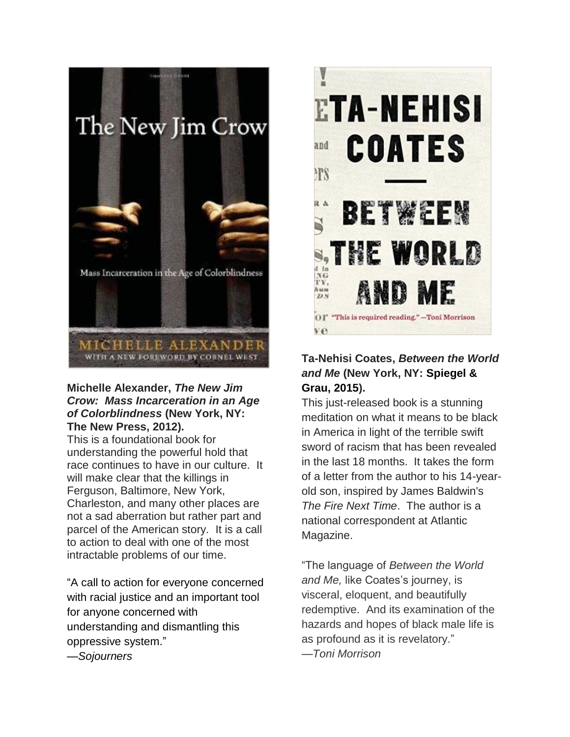**Michelle Alexander, *The New Jim Crow: Mass Incarceration in an Age of Colorblindness* (New York, NY: The New Press, 2012).**

This is a foundational book for understanding the powerful hold that race continues to have in our culture. It will make clear that the killings in Ferguson, Baltimore, New York, Charleston, and many other places are not a sad aberration but rather part and parcel of the American story. It is a call to action to deal with one of the most intractable problems of our time.

"A call to action for everyone concerned with racial justice and an important tool for anyone concerned with understanding and dismantling this oppressive system."
—*Sojourners*

**Ta-Nehisi Coates, *Between the World and Me* (New York, NY: Spiegel & Grau, 2015).**

This just-released book is a stunning meditation on what it means to be black in America in light of the terrible swift sword of racism that has been revealed in the last 18 months. It takes the form of a letter from the author to his 14-year-old son, inspired by James Baldwin's *The Fire Next Time*. The author is a national correspondent at Atlantic Magazine.

"The language of *Between the World and Me,* like Coates's journey, is visceral, eloquent, and beautifully redemptive. And its examination of the hazards and hopes of black male life is as profound as it is revelatory."
—*Toni Morrison*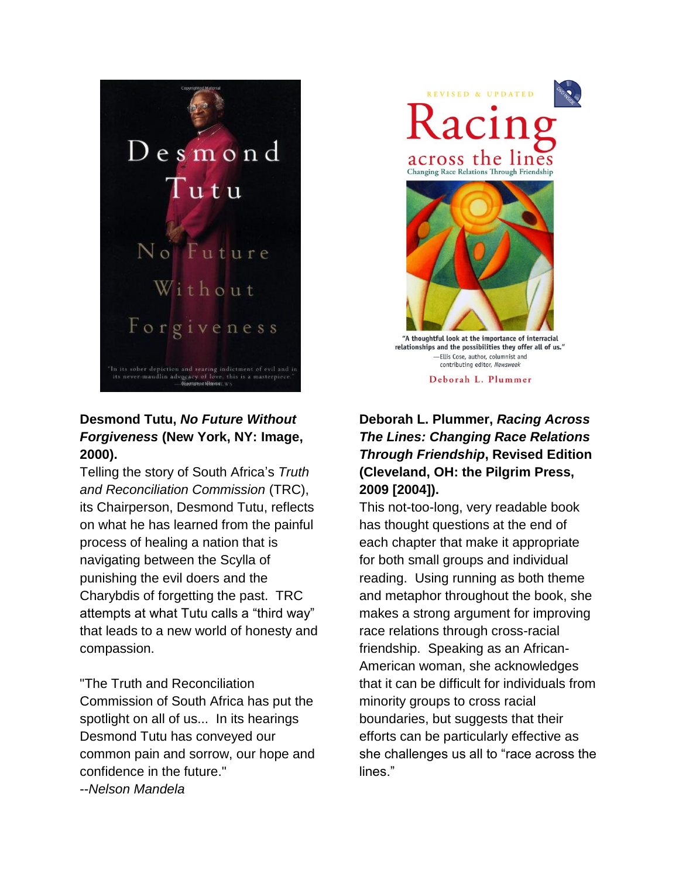**Desmond Tutu, *No Future Without Forgiveness* (New York, NY: Image, 2000).**

Telling the story of South Africa's *Truth and Reconciliation Commission* (TRC), its Chairperson, Desmond Tutu, reflects on what he has learned from the painful process of healing a nation that is navigating between the Scylla of punishing the evil doers and the Charybdis of forgetting the past. TRC attempts at what Tutu calls a "third way" that leads to a new world of honesty and compassion.

"The Truth and Reconciliation Commission of South Africa has put the spotlight on all of us... In its hearings Desmond Tutu has conveyed our common pain and sorrow, our hope and confidence in the future."
--*Nelson Mandela*

**Deborah L. Plummer, *Racing Across The Lines: Changing Race Relations Through Friendship*, Revised Edition (Cleveland, OH: the Pilgrim Press, 2009 [2004]).**

This not-too-long, very readable book has thought questions at the end of each chapter that make it appropriate for both small groups and individual reading. Using running as both theme and metaphor throughout the book, she makes a strong argument for improving race relations through cross-racial friendship. Speaking as an African-American woman, she acknowledges that it can be difficult for individuals from minority groups to cross racial boundaries, but suggests that their efforts can be particularly effective as she challenges us all to "race across the lines."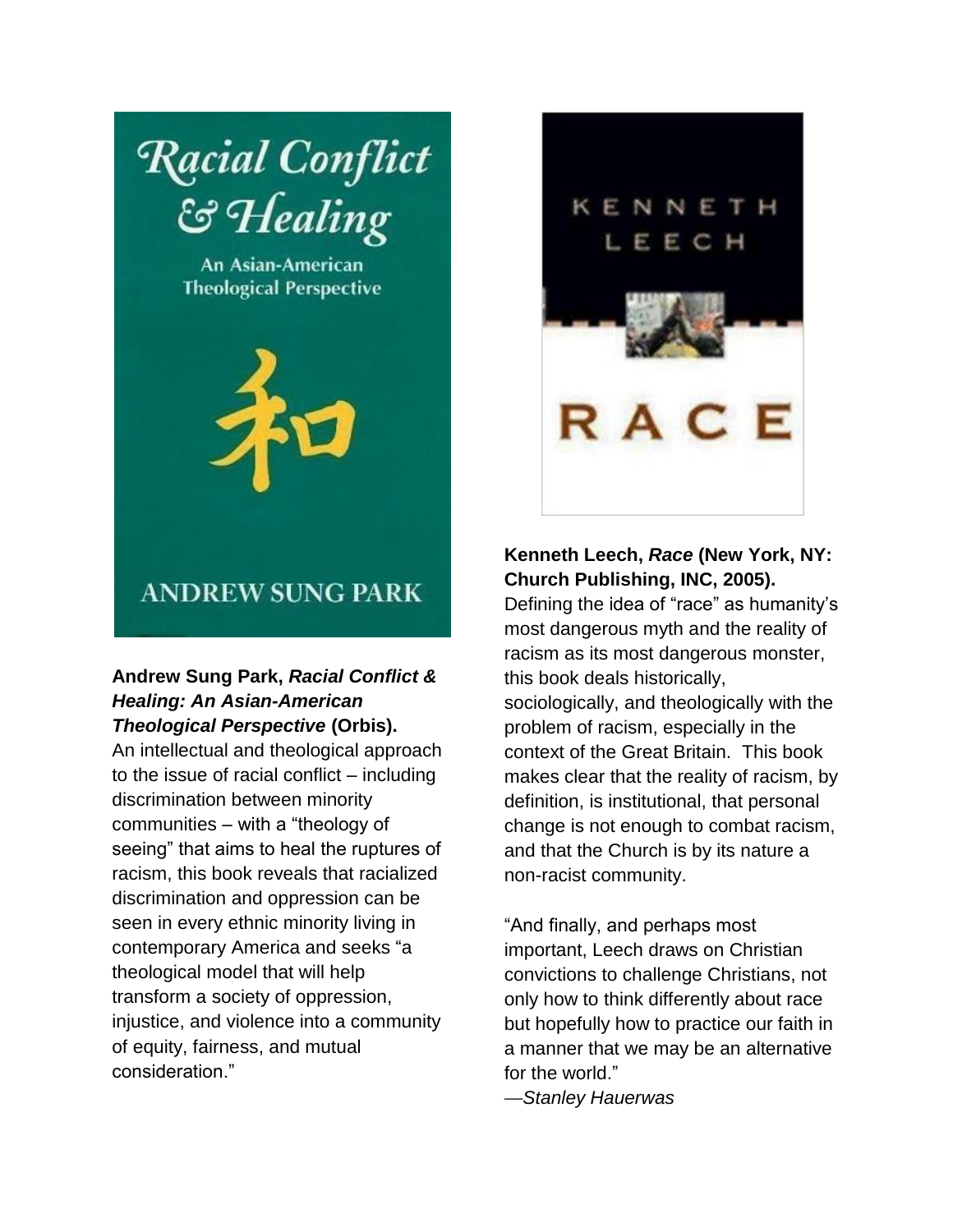**Andrew Sung Park, *Racial Conflict & Healing: An Asian-American Theological Perspective* (Orbis).**

An intellectual and theological approach to the issue of racial conflict – including discrimination between minority communities – with a "theology of seeing" that aims to heal the ruptures of racism, this book reveals that racialized discrimination and oppression can be seen in every ethnic minority living in contemporary America and seeks "a theological model that will help transform a society of oppression, injustice, and violence into a community of equity, fairness, and mutual consideration."

**Kenneth Leech, *Race* (New York, NY: Church Publishing, INC, 2005).**

Defining the idea of "race" as humanity's most dangerous myth and the reality of racism as its most dangerous monster, this book deals historically, sociologically, and theologically with the problem of racism, especially in the context of the Great Britain. This book makes clear that the reality of racism, by definition, is institutional, that personal change is not enough to combat racism, and that the Church is by its nature a non-racist community.

"And finally, and perhaps most important, Leech draws on Christian convictions to challenge Christians, not only how to think differently about race but hopefully how to practice our faith in a manner that we may be an alternative for the world."

—*Stanley Hauerwas*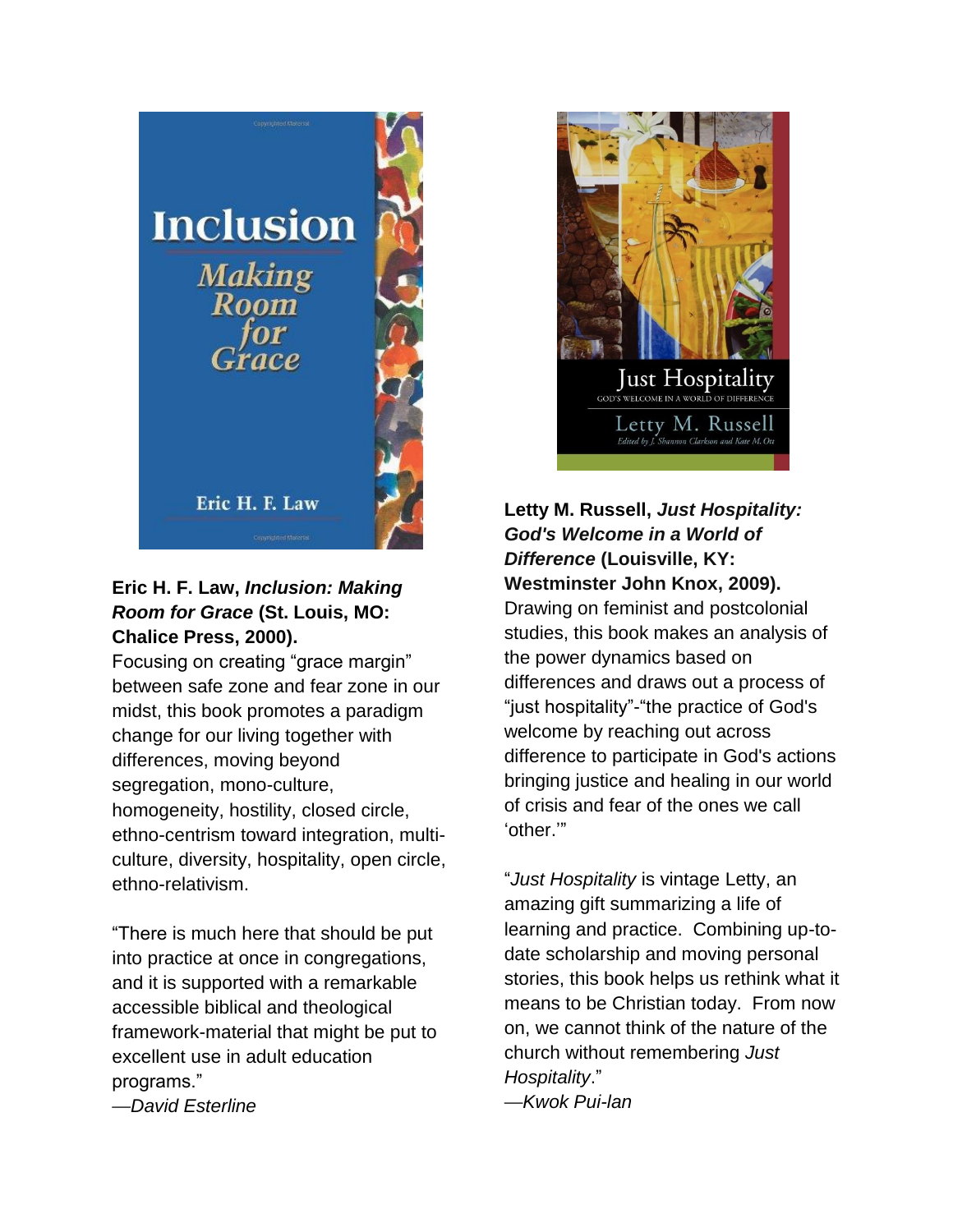**Eric H. F. Law, *Inclusion: Making Room for Grace* (St. Louis, MO: Chalice Press, 2000).**
Focusing on creating "grace margin" between safe zone and fear zone in our midst, this book promotes a paradigm change for our living together with differences, moving beyond segregation, mono-culture, homogeneity, hostility, closed circle, ethno-centrism toward integration, multi-culture, diversity, hospitality, open circle, ethno-relativism.

"There is much here that should be put into practice at once in congregations, and it is supported with a remarkable accessible biblical and theological framework-material that might be put to excellent use in adult education programs."
—*David Esterline*

**Letty M. Russell, *Just Hospitality: God's Welcome in a World of Difference* (Louisville, KY: Westminster John Knox, 2009).**
Drawing on feminist and postcolonial studies, this book makes an analysis of the power dynamics based on differences and draws out a process of "just hospitality"-"the practice of God's welcome by reaching out across difference to participate in God's actions bringing justice and healing in our world of crisis and fear of the ones we call 'other.'"

"*Just Hospitality* is vintage Letty, an amazing gift summarizing a life of learning and practice. Combining up-to-date scholarship and moving personal stories, this book helps us rethink what it means to be Christian today. From now on, we cannot think of the nature of the church without remembering *Just Hospitality*."
—*Kwok Pui-lan*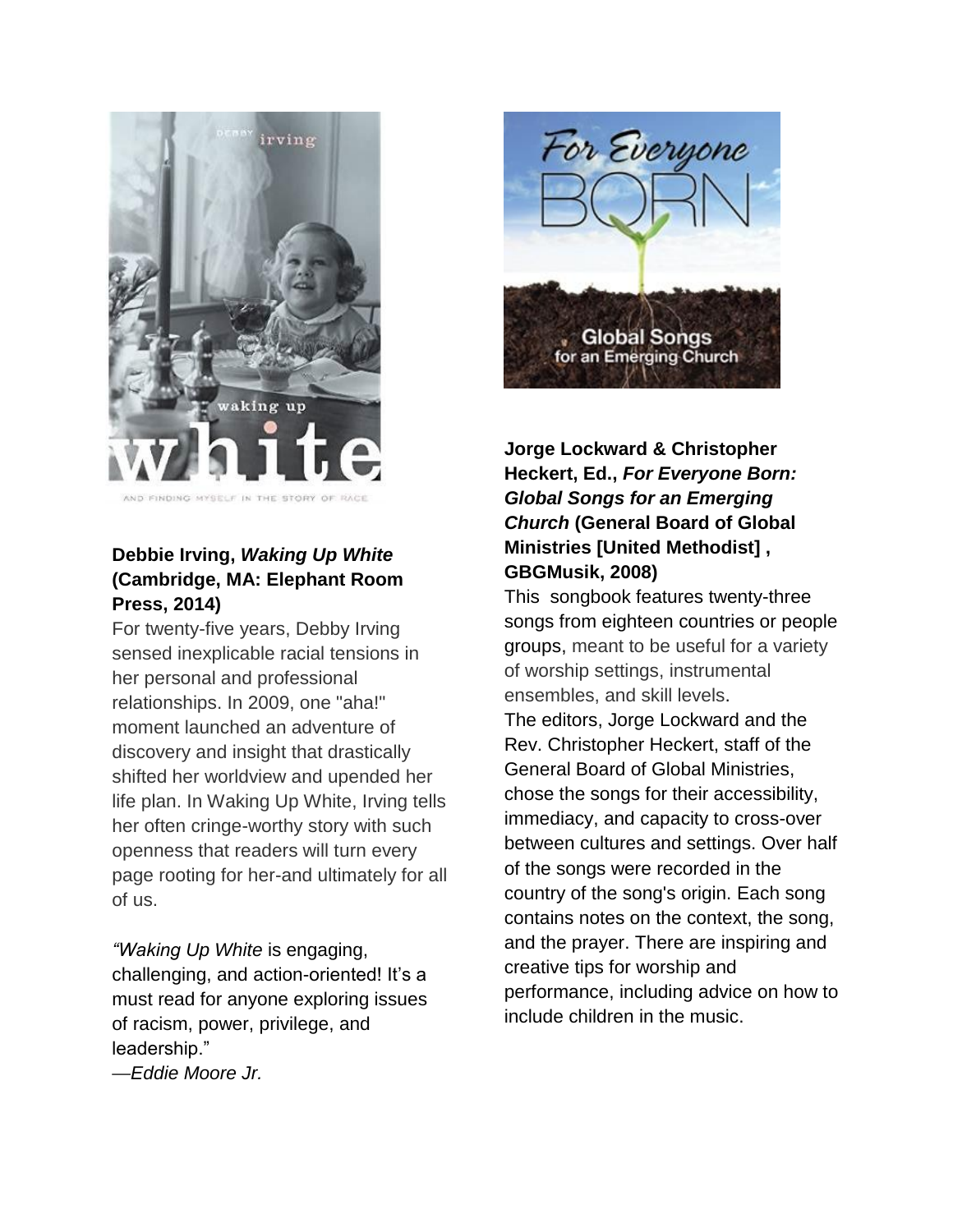**Debbie Irving, *Waking Up White* (Cambridge, MA: Elephant Room Press, 2014)**

For twenty-five years, Debby Irving sensed inexplicable racial tensions in her personal and professional relationships. In 2009, one "aha!" moment launched an adventure of discovery and insight that drastically shifted her worldview and upended her life plan. In Waking Up White, Irving tells her often cringe-worthy story with such openness that readers will turn every page rooting for her-and ultimately for all of us.

*"Waking Up White* is engaging, challenging, and action-oriented! It's a must read for anyone exploring issues of racism, power, privilege, and leadership."
—*Eddie Moore Jr.*

**Jorge Lockward & Christopher Heckert, Ed., *For Everyone Born: Global Songs for an Emerging Church* (General Board of Global Ministries [United Methodist] , GBGMusik, 2008)**

This songbook features twenty-three songs from eighteen countries or people groups, meant to be useful for a variety of worship settings, instrumental ensembles, and skill levels.

The editors, Jorge Lockward and the Rev. Christopher Heckert, staff of the General Board of Global Ministries, chose the songs for their accessibility, immediacy, and capacity to cross-over between cultures and settings. Over half of the songs were recorded in the country of the song's origin. Each song contains notes on the context, the song, and the prayer. There are inspiring and creative tips for worship and performance, including advice on how to include children in the music.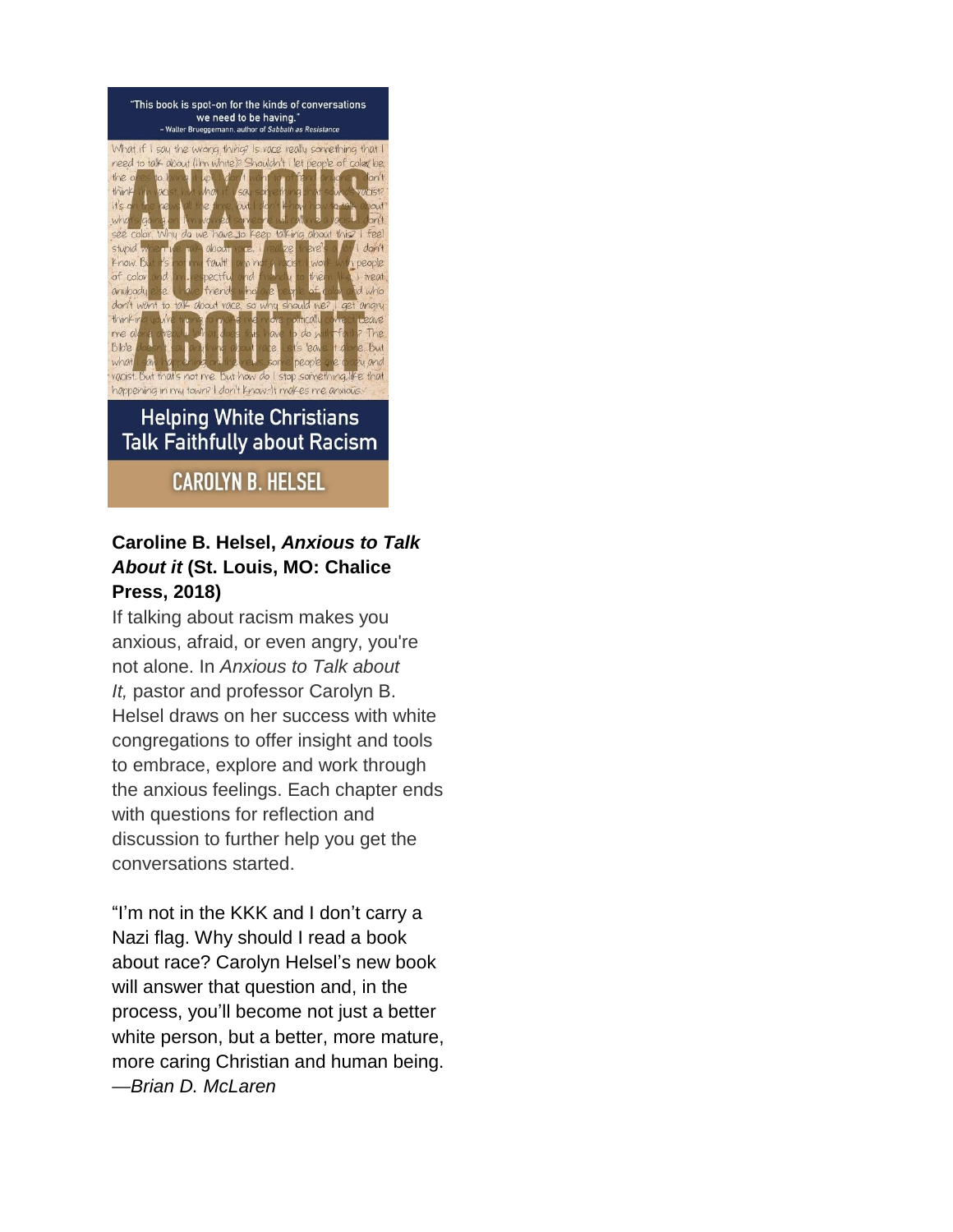**Caroline B. Helsel, *Anxious to Talk About it* (St. Louis, MO: Chalice Press, 2018)**

If talking about racism makes you anxious, afraid, or even angry, you're not alone. In *Anxious to Talk about It,* pastor and professor Carolyn B. Helsel draws on her success with white congregations to offer insight and tools to embrace, explore and work through the anxious feelings. Each chapter ends with questions for reflection and discussion to further help you get the conversations started.

"I'm not in the KKK and I don't carry a Nazi flag. Why should I read a book about race? Carolyn Helsel's new book will answer that question and, in the process, you'll become not just a better white person, but a better, more mature, more caring Christian and human being. —*Brian D. McLaren*